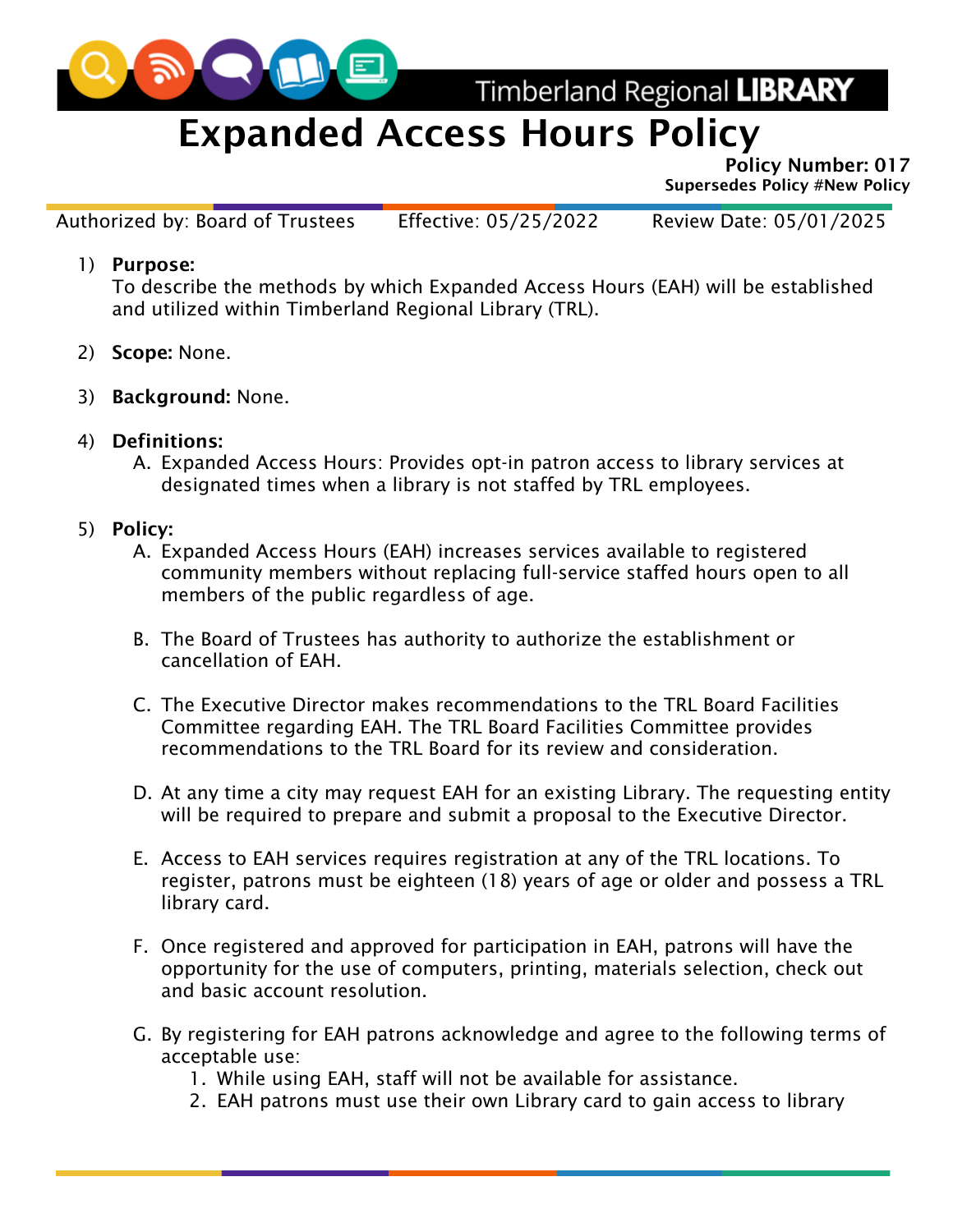Timberland Regional **LIBRARY**

# Expanded Access Hours Policy

**Policy Number: 017**
**Supersedes Policy #New Policy**

Authorized by: Board of Trustees Effective: 05/25/2022 Review Date: 05/01/2025

1) **Purpose:**
To describe the methods by which Expanded Access Hours (EAH) will be established and utilized within Timberland Regional Library (TRL).

2) **Scope:** None.

3) **Background:** None.

4) **Definitions:**
   A. Expanded Access Hours: Provides opt-in patron access to library services at designated times when a library is not staffed by TRL employees.

5) **Policy:**
   A. Expanded Access Hours (EAH) increases services available to registered community members without replacing full-service staffed hours open to all members of the public regardless of age.

   B. The Board of Trustees has authority to authorize the establishment or cancellation of EAH.

   C. The Executive Director makes recommendations to the TRL Board Facilities Committee regarding EAH. The TRL Board Facilities Committee provides recommendations to the TRL Board for its review and consideration.

   D. At any time a city may request EAH for an existing Library. The requesting entity will be required to prepare and submit a proposal to the Executive Director.

   E. Access to EAH services requires registration at any of the TRL locations. To register, patrons must be eighteen (18) years of age or older and possess a TRL library card.

   F. Once registered and approved for participation in EAH, patrons will have the opportunity for the use of computers, printing, materials selection, check out and basic account resolution.

   G. By registering for EAH patrons acknowledge and agree to the following terms of acceptable use:
      1. While using EAH, staff will not be available for assistance.
      2. EAH patrons must use their own Library card to gain access to library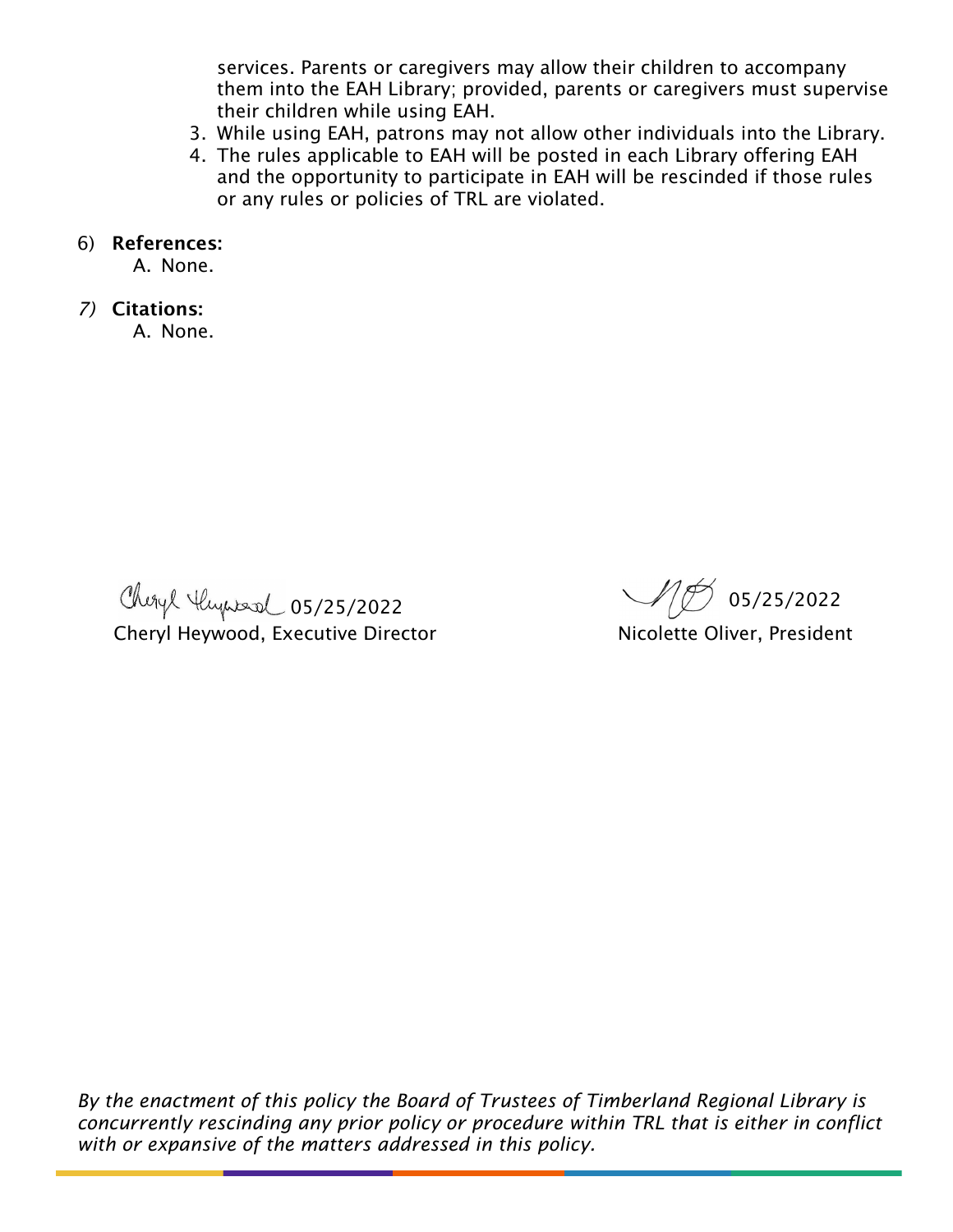services. Parents or caregivers may allow their children to accompany them into the EAH Library; provided, parents or caregivers must supervise their children while using EAH.

3. While using EAH, patrons may not allow other individuals into the Library.
4. The rules applicable to EAH will be posted in each Library offering EAH and the opportunity to participate in EAH will be rescinded if those rules or any rules or policies of TRL are violated.

6) **References:**

   A. None.

*7)* **Citations:**

   A. None.

Cheryl Heywood 05/25/2022
Cheryl Heywood, Executive Director

NO 05/25/2022
Nicolette Oliver, President

*By the enactment of this policy the Board of Trustees of Timberland Regional Library is concurrently rescinding any prior policy or procedure within TRL that is either in conflict with or expansive of the matters addressed in this policy.*